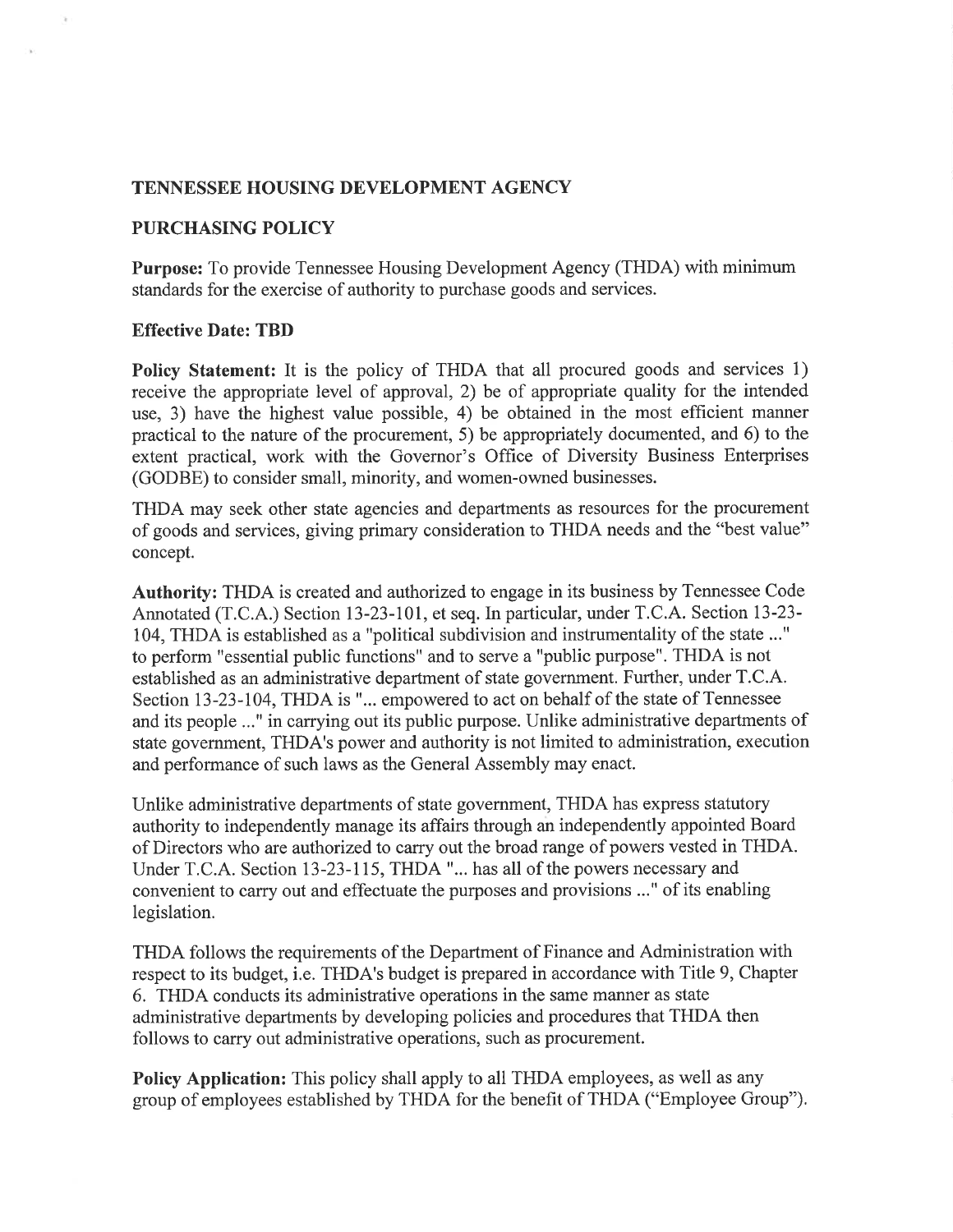## TENNESSEE HOUSING DEVELOPMENT AGENCY

## PURCHASING POLICY

**Purpose:** To provide Tennessee Housing Development Agency (THDA) with minimum standards for the exercise of authority to purchase goods and services.

**Effective Date: TBD**

**Policy Statement:** It is the policy of THDA that all procured goods and services 1) receive the appropriate level of approval, 2) be of appropriate quality for the intended use, 3) have the highest value possible, 4) be obtained in the most efficient manner practical to the nature of the procurement, 5) be appropriately documented, and 6) to the extent practical, work with the Governor's Office of Diversity Business Enterprises (GODBE) to consider small, minority, and women-owned businesses.

THDA may seek other state agencies and departments as resources for the procurement of goods and services, giving primary consideration to THDA needs and the "best value" concept.

**Authority:** THDA is created and authorized to engage in its business by Tennessee Code Annotated (T.C.A.) Section 13-23-101, et seq. In particular, under T.C.A. Section 13-23-104, THDA is established as a "political subdivision and instrumentality of the state ..." to perform "essential public functions" and to serve a "public purpose". THDA is not established as an administrative department of state government. Further, under T.C.A. Section 13-23-104, THDA is "... empowered to act on behalf of the state of Tennessee and its people ..." in carrying out its public purpose. Unlike administrative departments of state government, THDA's power and authority is not limited to administration, execution and performance of such laws as the General Assembly may enact.

Unlike administrative departments of state government, THDA has express statutory authority to independently manage its affairs through an independently appointed Board of Directors who are authorized to carry out the broad range of powers vested in THDA. Under T.C.A. Section 13-23-115, THDA "... has all of the powers necessary and convenient to carry out and effectuate the purposes and provisions ..." of its enabling legislation.

THDA follows the requirements of the Department of Finance and Administration with respect to its budget, i.e. THDA's budget is prepared in accordance with Title 9, Chapter 6. THDA conducts its administrative operations in the same manner as state administrative departments by developing policies and procedures that THDA then follows to carry out administrative operations, such as procurement.

**Policy Application:** This policy shall apply to all THDA employees, as well as any group of employees established by THDA for the benefit of THDA ("Employee Group").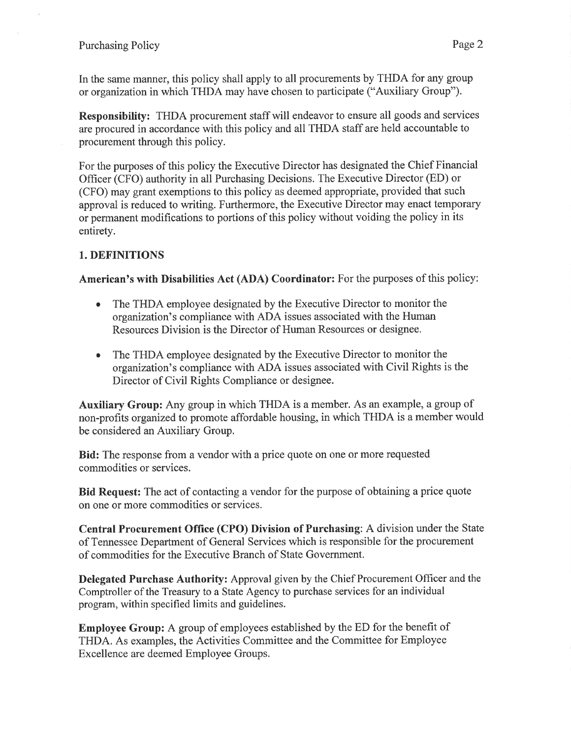In the same manner, this policy shall apply to all procurements by THDA for any group or organization in which THDA may have chosen to participate ("Auxiliary Group").

**Responsibility:** THDA procurement staff will endeavor to ensure all goods and services are procured in accordance with this policy and all THDA staff are held accountable to procurement through this policy.

For the purposes of this policy the Executive Director has designated the Chief Financial Officer (CFO) authority in all Purchasing Decisions. The Executive Director (ED) or (CFO) may grant exemptions to this policy as deemed appropriate, provided that such approval is reduced to writing. Furthermore, the Executive Director may enact temporary or permanent modifications to portions of this policy without voiding the policy in its entirety.

## 1. DEFINITIONS

**American's with Disabilities Act (ADA) Coordinator:** For the purposes of this policy:

- The THDA employee designated by the Executive Director to monitor the organization's compliance with ADA issues associated with the Human Resources Division is the Director of Human Resources or designee.
- The THDA employee designated by the Executive Director to monitor the organization's compliance with ADA issues associated with Civil Rights is the Director of Civil Rights Compliance or designee.

**Auxiliary Group:** Any group in which THDA is a member. As an example, a group of non-profits organized to promote affordable housing, in which THDA is a member would be considered an Auxiliary Group.

**Bid:** The response from a vendor with a price quote on one or more requested commodities or services.

**Bid Request:** The act of contacting a vendor for the purpose of obtaining a price quote on one or more commodities or services.

**Central Procurement Office (CPO) Division of Purchasing**: A division under the State of Tennessee Department of General Services which is responsible for the procurement of commodities for the Executive Branch of State Government.

**Delegated Purchase Authority:** Approval given by the Chief Procurement Officer and the Comptroller of the Treasury to a State Agency to purchase services for an individual program, within specified limits and guidelines.

**Employee Group:** A group of employees established by the ED for the benefit of THDA. As examples, the Activities Committee and the Committee for Employee Excellence are deemed Employee Groups.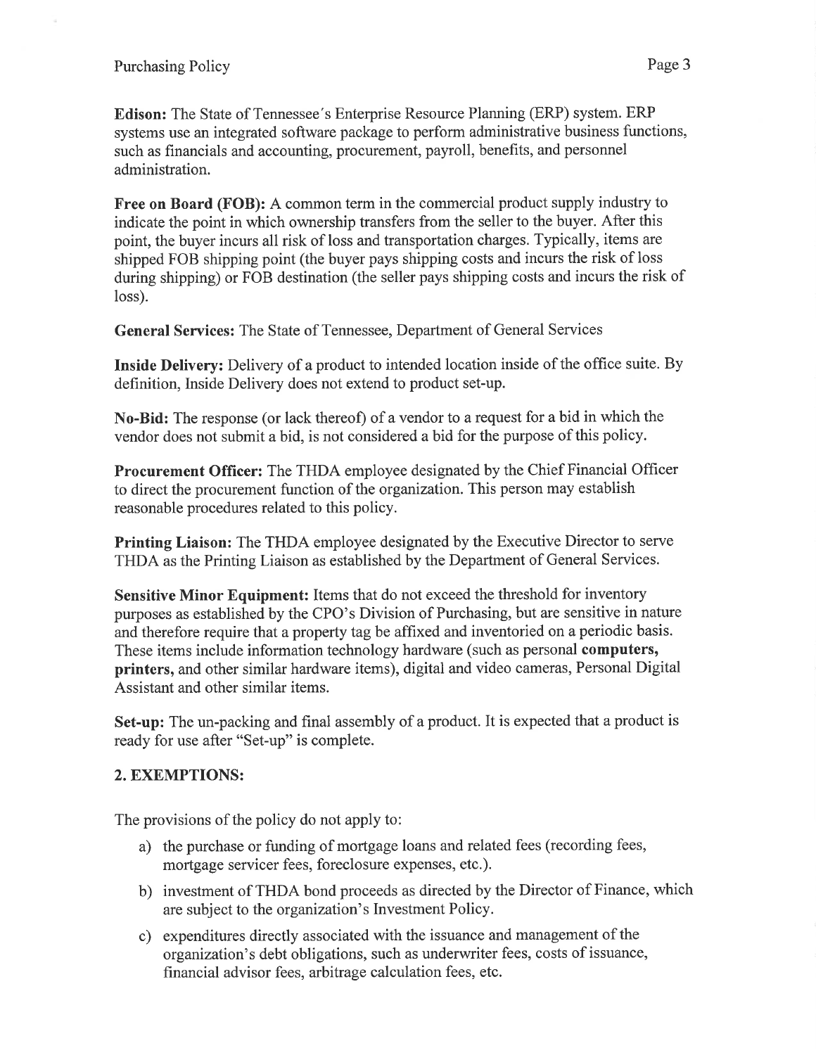**Edison:** The State of Tennessee's Enterprise Resource Planning (ERP) system. ERP systems use an integrated software package to perform administrative business functions, such as financials and accounting, procurement, payroll, benefits, and personnel administration.

**Free on Board (FOB):** A common term in the commercial product supply industry to indicate the point in which ownership transfers from the seller to the buyer. After this point, the buyer incurs all risk of loss and transportation charges. Typically, items are shipped FOB shipping point (the buyer pays shipping costs and incurs the risk of loss during shipping) or FOB destination (the seller pays shipping costs and incurs the risk of loss).

**General Services:** The State of Tennessee, Department of General Services

**Inside Delivery:** Delivery of a product to intended location inside of the office suite. By definition, Inside Delivery does not extend to product set-up.

**No-Bid:** The response (or lack thereof) of a vendor to a request for a bid in which the vendor does not submit a bid, is not considered a bid for the purpose of this policy.

**Procurement Officer:** The THDA employee designated by the Chief Financial Officer to direct the procurement function of the organization. This person may establish reasonable procedures related to this policy.

**Printing Liaison:** The THDA employee designated by the Executive Director to serve THDA as the Printing Liaison as established by the Department of General Services.

**Sensitive Minor Equipment:** Items that do not exceed the threshold for inventory purposes as established by the CPO's Division of Purchasing, but are sensitive in nature and therefore require that a property tag be affixed and inventoried on a periodic basis. These items include information technology hardware (such as personal **computers, printers,** and other similar hardware items), digital and video cameras, Personal Digital Assistant and other similar items.

**Set-up:** The un-packing and final assembly of a product. It is expected that a product is ready for use after "Set-up" is complete.

## 2. EXEMPTIONS:

The provisions of the policy do not apply to:

a) the purchase or funding of mortgage loans and related fees (recording fees, mortgage servicer fees, foreclosure expenses, etc.).

b) investment of THDA bond proceeds as directed by the Director of Finance, which are subject to the organization's Investment Policy.

c) expenditures directly associated with the issuance and management of the organization's debt obligations, such as underwriter fees, costs of issuance, financial advisor fees, arbitrage calculation fees, etc.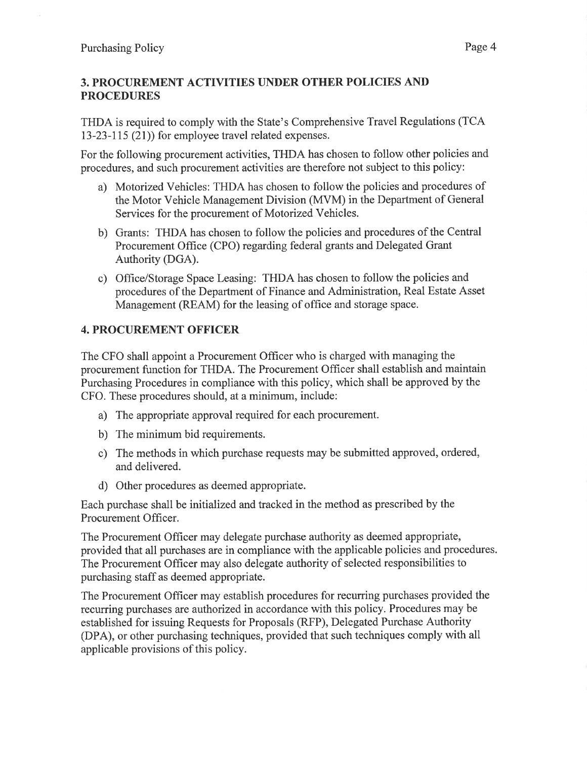## 3. PROCUREMENT ACTIVITIES UNDER OTHER POLICIES AND PROCEDURES

THDA is required to comply with the State's Comprehensive Travel Regulations (TCA 13-23-115 (21)) for employee travel related expenses.

For the following procurement activities, THDA has chosen to follow other policies and procedures, and such procurement activities are therefore not subject to this policy:

a) Motorized Vehicles: THDA has chosen to follow the policies and procedures of the Motor Vehicle Management Division (MVM) in the Department of General Services for the procurement of Motorized Vehicles.

b) Grants: THDA has chosen to follow the policies and procedures of the Central Procurement Office (CPO) regarding federal grants and Delegated Grant Authority (DGA).

c) Office/Storage Space Leasing: THDA has chosen to follow the policies and procedures of the Department of Finance and Administration, Real Estate Asset Management (REAM) for the leasing of office and storage space.

## 4. PROCUREMENT OFFICER

The CFO shall appoint a Procurement Officer who is charged with managing the procurement function for THDA. The Procurement Officer shall establish and maintain Purchasing Procedures in compliance with this policy, which shall be approved by the CFO. These procedures should, at a minimum, include:

a) The appropriate approval required for each procurement.

b) The minimum bid requirements.

c) The methods in which purchase requests may be submitted approved, ordered, and delivered.

d) Other procedures as deemed appropriate.

Each purchase shall be initialized and tracked in the method as prescribed by the Procurement Officer.

The Procurement Officer may delegate purchase authority as deemed appropriate, provided that all purchases are in compliance with the applicable policies and procedures. The Procurement Officer may also delegate authority of selected responsibilities to purchasing staff as deemed appropriate.

The Procurement Officer may establish procedures for recurring purchases provided the recurring purchases are authorized in accordance with this policy. Procedures may be established for issuing Requests for Proposals (RFP), Delegated Purchase Authority (DPA), or other purchasing techniques, provided that such techniques comply with all applicable provisions of this policy.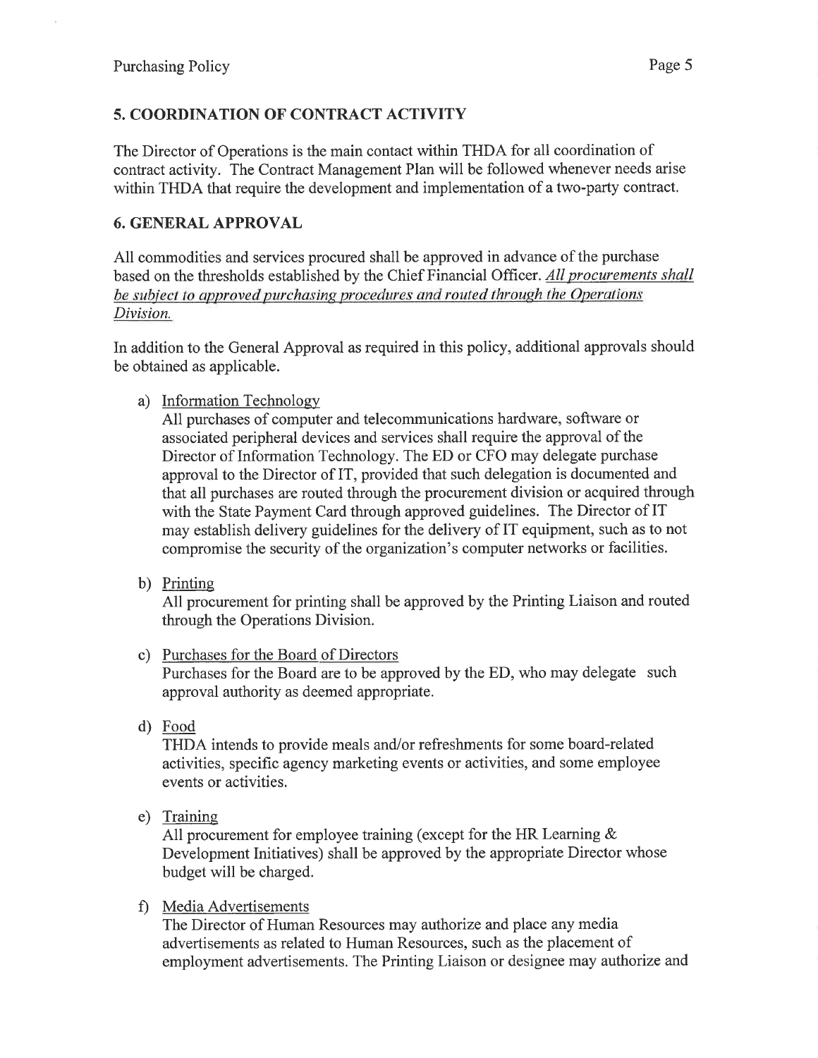## 5. COORDINATION OF CONTRACT ACTIVITY

The Director of Operations is the main contact within THDA for all coordination of contract activity. The Contract Management Plan will be followed whenever needs arise within THDA that require the development and implementation of a two-party contract.

## 6. GENERAL APPROVAL

All commodities and services procured shall be approved in advance of the purchase based on the thresholds established by the Chief Financial Officer. *<u>All procurements shall be subject to approved purchasing procedures and routed through the Operations Division.</u>*

In addition to the General Approval as required in this policy, additional approvals should be obtained as applicable.

a) <u>Information Technology</u>
   All purchases of computer and telecommunications hardware, software or associated peripheral devices and services shall require the approval of the Director of Information Technology. The ED or CFO may delegate purchase approval to the Director of IT, provided that such delegation is documented and that all purchases are routed through the procurement division or acquired through with the State Payment Card through approved guidelines. The Director of IT may establish delivery guidelines for the delivery of IT equipment, such as to not compromise the security of the organization's computer networks or facilities.

b) <u>Printing</u>
   All procurement for printing shall be approved by the Printing Liaison and routed through the Operations Division.

c) <u>Purchases for the Board of Directors</u>
   Purchases for the Board are to be approved by the ED, who may delegate such approval authority as deemed appropriate.

d) <u>Food</u>
   THDA intends to provide meals and/or refreshments for some board-related activities, specific agency marketing events or activities, and some employee events or activities.

e) <u>Training</u>
   All procurement for employee training (except for the HR Learning & Development Initiatives) shall be approved by the appropriate Director whose budget will be charged.

f) <u>Media Advertisements</u>
   The Director of Human Resources may authorize and place any media advertisements as related to Human Resources, such as the placement of employment advertisements. The Printing Liaison or designee may authorize and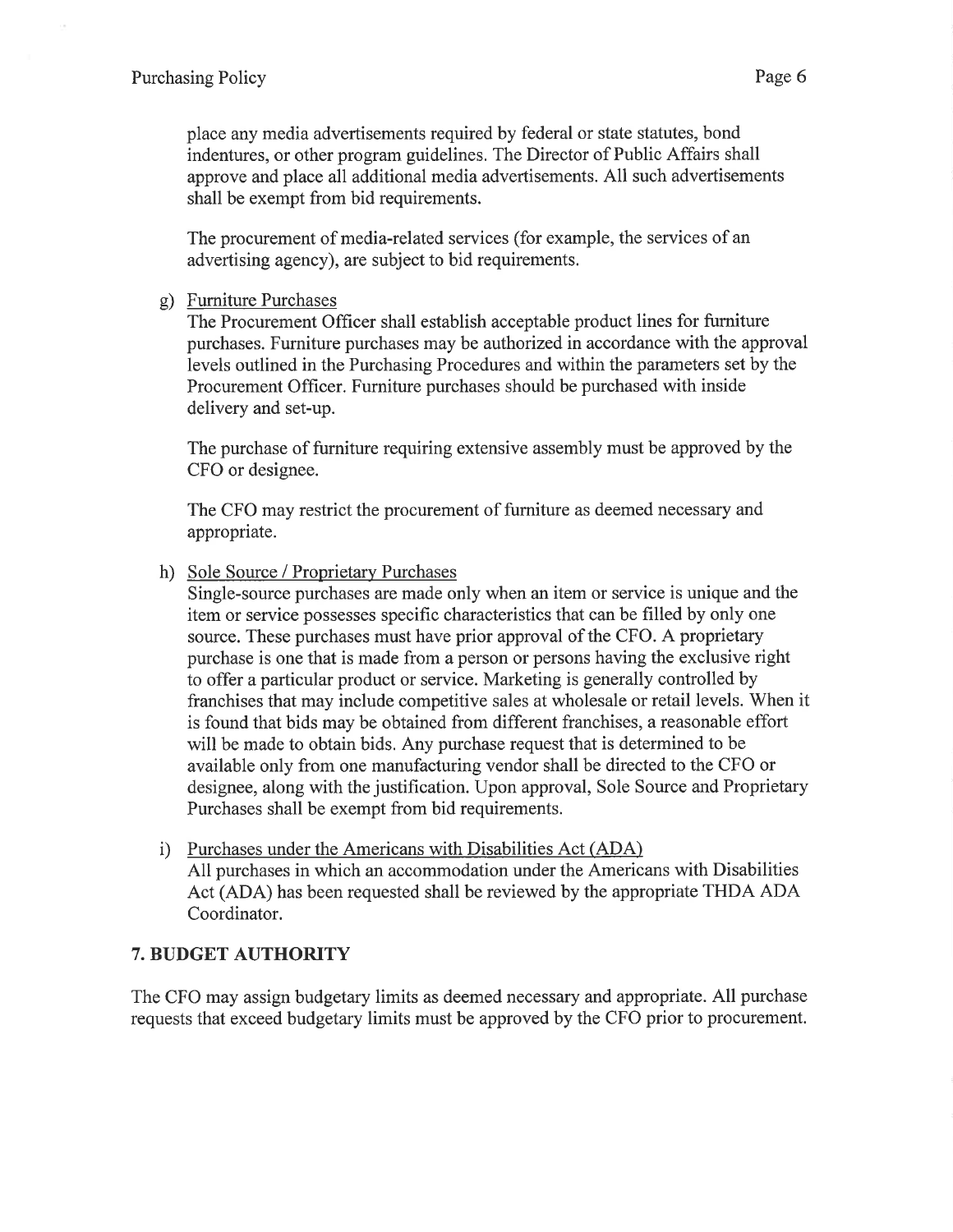place any media advertisements required by federal or state statutes, bond indentures, or other program guidelines. The Director of Public Affairs shall approve and place all additional media advertisements. All such advertisements shall be exempt from bid requirements.

The procurement of media-related services (for example, the services of an advertising agency), are subject to bid requirements.

g) Furniture Purchases

The Procurement Officer shall establish acceptable product lines for furniture purchases. Furniture purchases may be authorized in accordance with the approval levels outlined in the Purchasing Procedures and within the parameters set by the Procurement Officer. Furniture purchases should be purchased with inside delivery and set-up.

The purchase of furniture requiring extensive assembly must be approved by the CFO or designee.

The CFO may restrict the procurement of furniture as deemed necessary and appropriate.

h) Sole Source / Proprietary Purchases

Single-source purchases are made only when an item or service is unique and the item or service possesses specific characteristics that can be filled by only one source. These purchases must have prior approval of the CFO. A proprietary purchase is one that is made from a person or persons having the exclusive right to offer a particular product or service. Marketing is generally controlled by franchises that may include competitive sales at wholesale or retail levels. When it is found that bids may be obtained from different franchises, a reasonable effort will be made to obtain bids. Any purchase request that is determined to be available only from one manufacturing vendor shall be directed to the CFO or designee, along with the justification. Upon approval, Sole Source and Proprietary Purchases shall be exempt from bid requirements.

i) Purchases under the Americans with Disabilities Act (ADA)

All purchases in which an accommodation under the Americans with Disabilities Act (ADA) has been requested shall be reviewed by the appropriate THDA ADA Coordinator.

## 7. BUDGET AUTHORITY

The CFO may assign budgetary limits as deemed necessary and appropriate. All purchase requests that exceed budgetary limits must be approved by the CFO prior to procurement.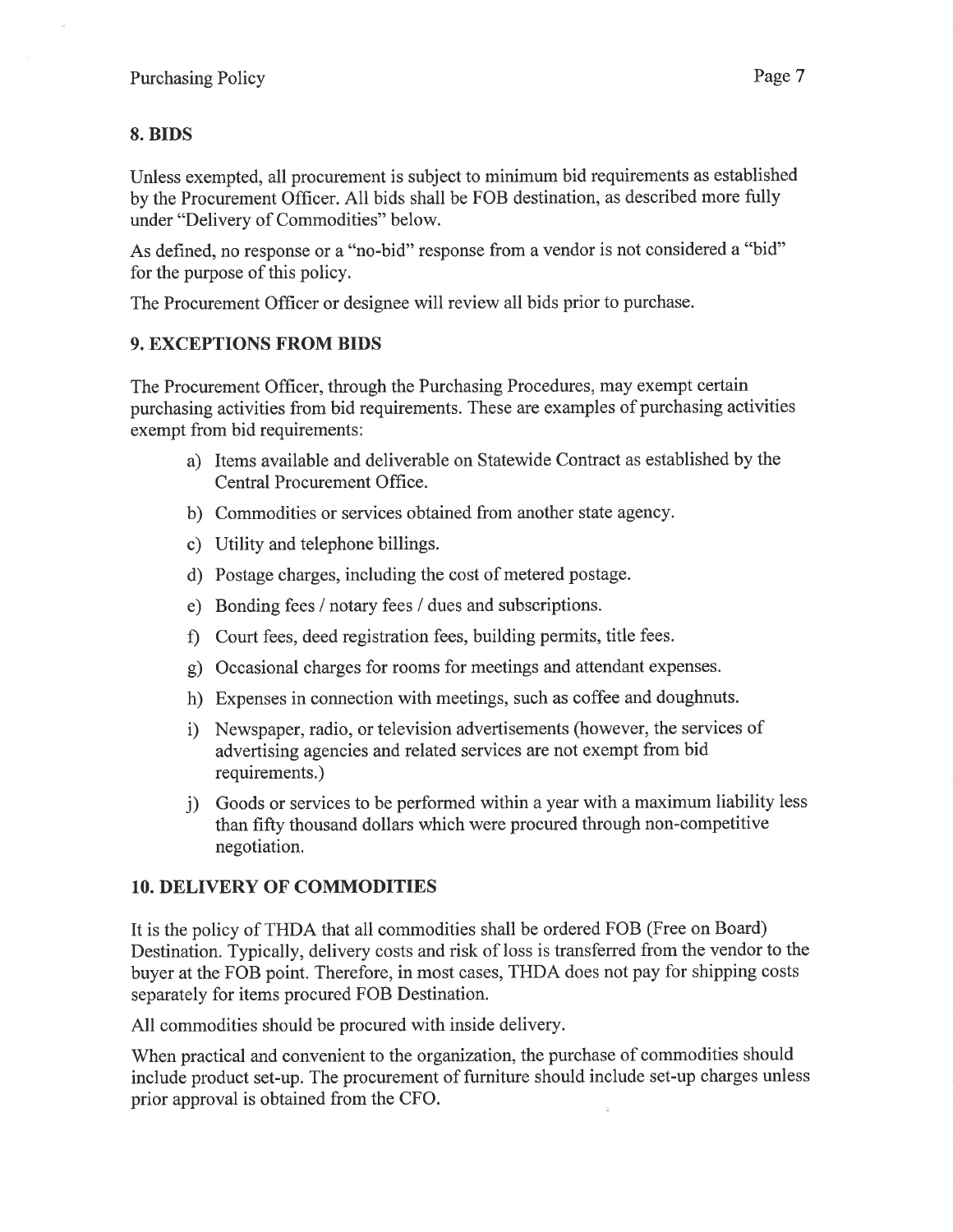## 8. BIDS

Unless exempted, all procurement is subject to minimum bid requirements as established by the Procurement Officer. All bids shall be FOB destination, as described more fully under "Delivery of Commodities" below.

As defined, no response or a "no-bid" response from a vendor is not considered a "bid" for the purpose of this policy.

The Procurement Officer or designee will review all bids prior to purchase.

## 9. EXCEPTIONS FROM BIDS

The Procurement Officer, through the Purchasing Procedures, may exempt certain purchasing activities from bid requirements. These are examples of purchasing activities exempt from bid requirements:

a) Items available and deliverable on Statewide Contract as established by the Central Procurement Office.

b) Commodities or services obtained from another state agency.

c) Utility and telephone billings.

d) Postage charges, including the cost of metered postage.

e) Bonding fees / notary fees / dues and subscriptions.

f) Court fees, deed registration fees, building permits, title fees.

g) Occasional charges for rooms for meetings and attendant expenses.

h) Expenses in connection with meetings, such as coffee and doughnuts.

i) Newspaper, radio, or television advertisements (however, the services of advertising agencies and related services are not exempt from bid requirements.)

j) Goods or services to be performed within a year with a maximum liability less than fifty thousand dollars which were procured through non-competitive negotiation.

## 10. DELIVERY OF COMMODITIES

It is the policy of THDA that all commodities shall be ordered FOB (Free on Board) Destination. Typically, delivery costs and risk of loss is transferred from the vendor to the buyer at the FOB point. Therefore, in most cases, THDA does not pay for shipping costs separately for items procured FOB Destination.

All commodities should be procured with inside delivery.

When practical and convenient to the organization, the purchase of commodities should include product set-up. The procurement of furniture should include set-up charges unless prior approval is obtained from the CFO.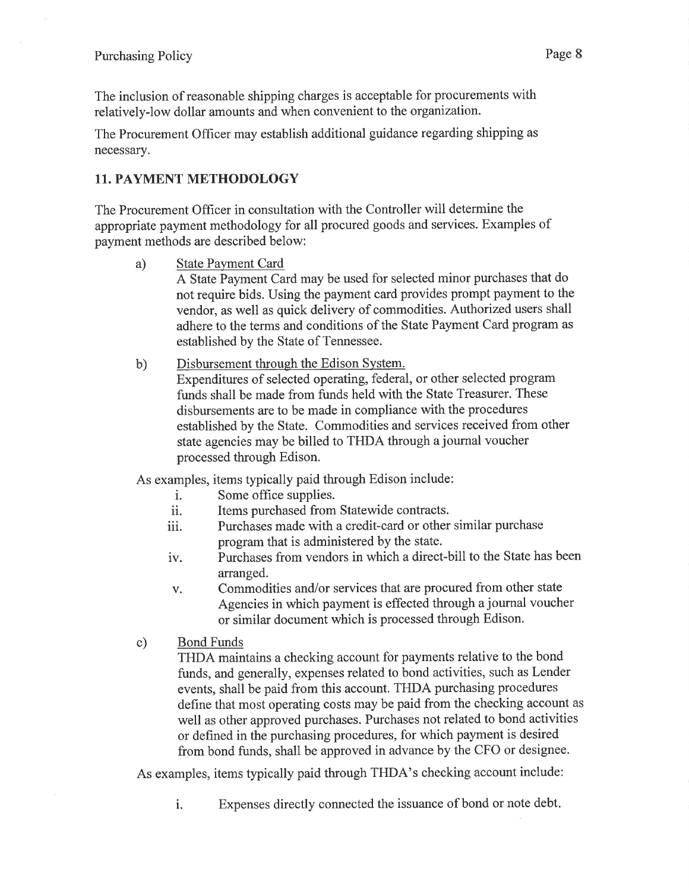The inclusion of reasonable shipping charges is acceptable for procurements with relatively-low dollar amounts and when convenient to the organization.

The Procurement Officer may establish additional guidance regarding shipping as necessary.

## 11. PAYMENT METHODOLOGY

The Procurement Officer in consultation with the Controller will determine the appropriate payment methodology for all procured goods and services. Examples of payment methods are described below:

a) <u>State Payment Card</u>
A State Payment Card may be used for selected minor purchases that do not require bids. Using the payment card provides prompt payment to the vendor, as well as quick delivery of commodities. Authorized users shall adhere to the terms and conditions of the State Payment Card program as established by the State of Tennessee.

b) <u>Disbursement through the Edison System.</u>
Expenditures of selected operating, federal, or other selected program funds shall be made from funds held with the State Treasurer. These disbursements are to be made in compliance with the procedures established by the State. Commodities and services received from other state agencies may be billed to THDA through a journal voucher processed through Edison.

As examples, items typically paid through Edison include:

i. Some office supplies.
ii. Items purchased from Statewide contracts.
iii. Purchases made with a credit-card or other similar purchase program that is administered by the state.
iv. Purchases from vendors in which a direct-bill to the State has been arranged.
v. Commodities and/or services that are procured from other state Agencies in which payment is effected through a journal voucher or similar document which is processed through Edison.

c) <u>Bond Funds</u>
THDA maintains a checking account for payments relative to the bond funds, and generally, expenses related to bond activities, such as Lender events, shall be paid from this account. THDA purchasing procedures define that most operating costs may be paid from the checking account as well as other approved purchases. Purchases not related to bond activities or defined in the purchasing procedures, for which payment is desired from bond funds, shall be approved in advance by the CFO or designee.

As examples, items typically paid through THDA's checking account include:

i. Expenses directly connected the issuance of bond or note debt.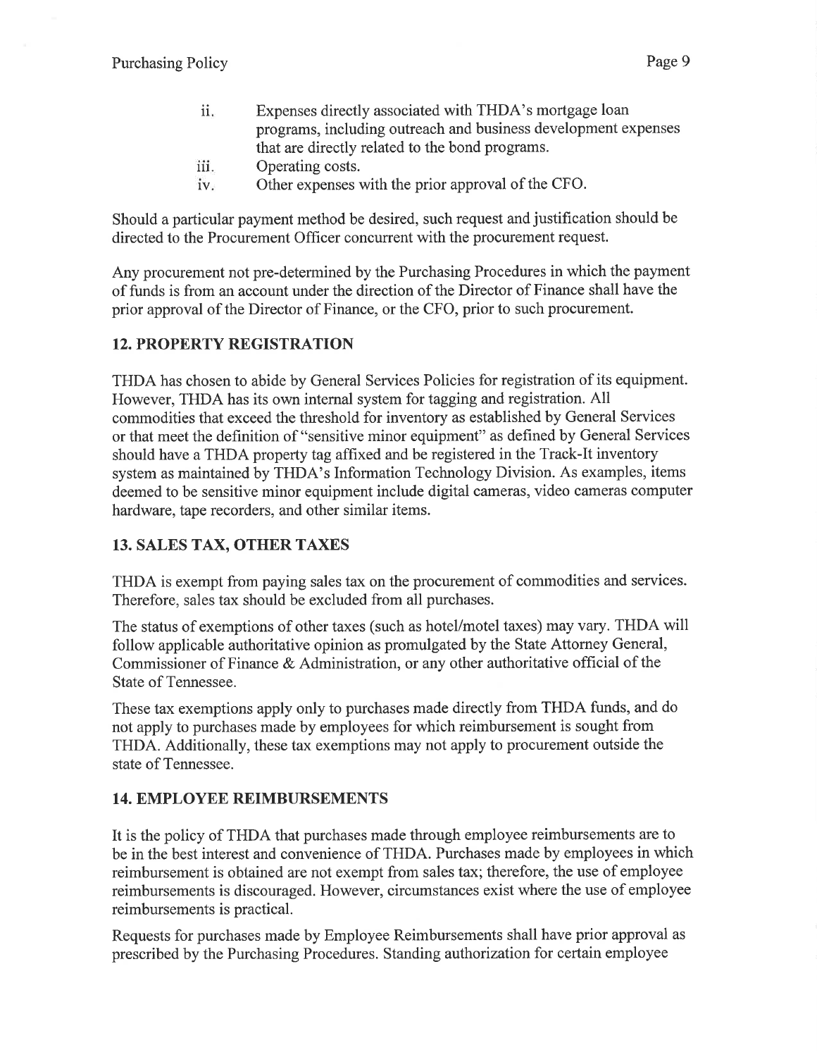ii. Expenses directly associated with THDA's mortgage loan programs, including outreach and business development expenses that are directly related to the bond programs.

iii. Operating costs.

iv. Other expenses with the prior approval of the CFO.

Should a particular payment method be desired, such request and justification should be directed to the Procurement Officer concurrent with the procurement request.

Any procurement not pre-determined by the Purchasing Procedures in which the payment of funds is from an account under the direction of the Director of Finance shall have the prior approval of the Director of Finance, or the CFO, prior to such procurement.

## 12. PROPERTY REGISTRATION

THDA has chosen to abide by General Services Policies for registration of its equipment. However, THDA has its own internal system for tagging and registration. All commodities that exceed the threshold for inventory as established by General Services or that meet the definition of "sensitive minor equipment" as defined by General Services should have a THDA property tag affixed and be registered in the Track-It inventory system as maintained by THDA's Information Technology Division. As examples, items deemed to be sensitive minor equipment include digital cameras, video cameras computer hardware, tape recorders, and other similar items.

## 13. SALES TAX, OTHER TAXES

THDA is exempt from paying sales tax on the procurement of commodities and services. Therefore, sales tax should be excluded from all purchases.

The status of exemptions of other taxes (such as hotel/motel taxes) may vary. THDA will follow applicable authoritative opinion as promulgated by the State Attorney General, Commissioner of Finance & Administration, or any other authoritative official of the State of Tennessee.

These tax exemptions apply only to purchases made directly from THDA funds, and do not apply to purchases made by employees for which reimbursement is sought from THDA. Additionally, these tax exemptions may not apply to procurement outside the state of Tennessee.

## 14. EMPLOYEE REIMBURSEMENTS

It is the policy of THDA that purchases made through employee reimbursements are to be in the best interest and convenience of THDA. Purchases made by employees in which reimbursement is obtained are not exempt from sales tax; therefore, the use of employee reimbursements is discouraged. However, circumstances exist where the use of employee reimbursements is practical.

Requests for purchases made by Employee Reimbursements shall have prior approval as prescribed by the Purchasing Procedures. Standing authorization for certain employee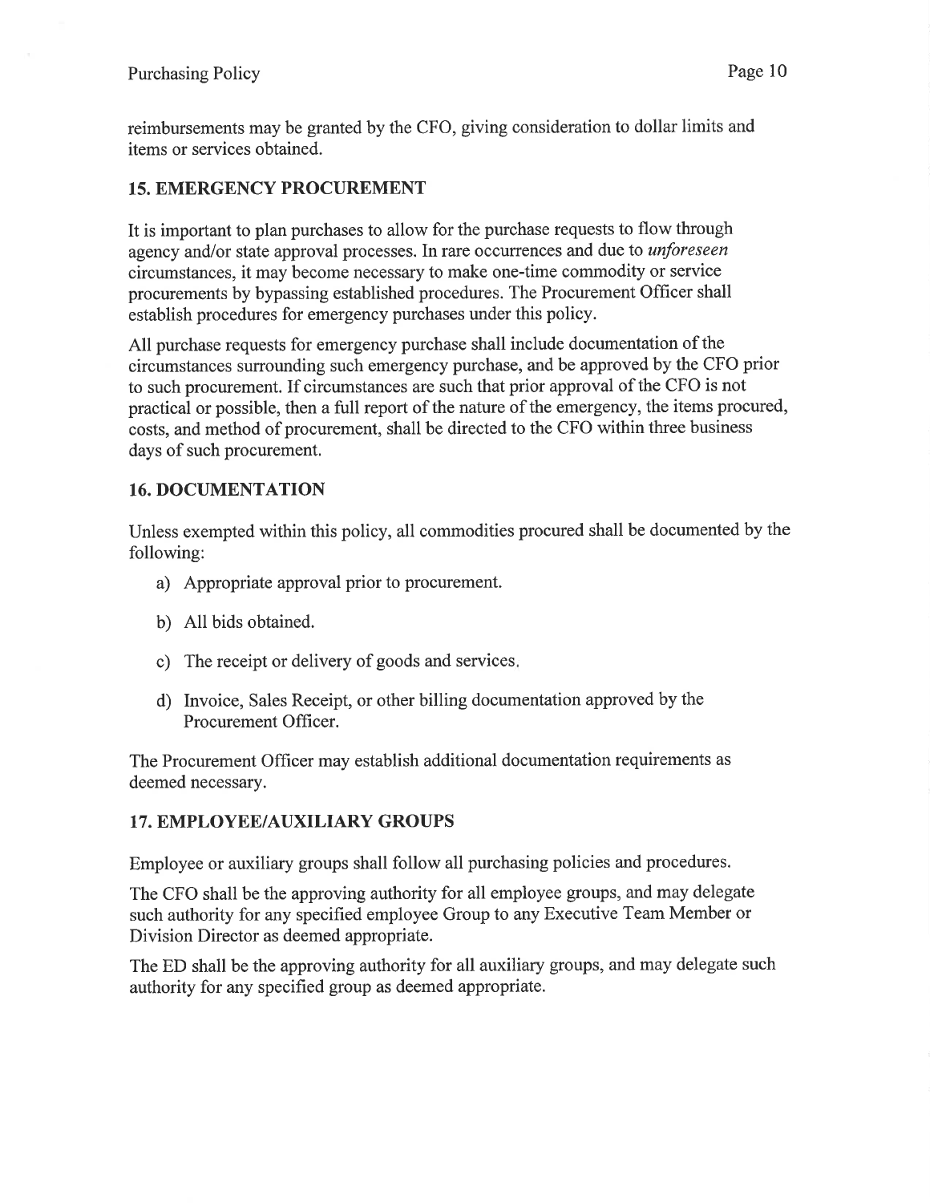reimbursements may be granted by the CFO, giving consideration to dollar limits and items or services obtained.

## 15. EMERGENCY PROCUREMENT

It is important to plan purchases to allow for the purchase requests to flow through agency and/or state approval processes. In rare occurrences and due to *unforeseen* circumstances, it may become necessary to make one-time commodity or service procurements by bypassing established procedures. The Procurement Officer shall establish procedures for emergency purchases under this policy.

All purchase requests for emergency purchase shall include documentation of the circumstances surrounding such emergency purchase, and be approved by the CFO prior to such procurement. If circumstances are such that prior approval of the CFO is not practical or possible, then a full report of the nature of the emergency, the items procured, costs, and method of procurement, shall be directed to the CFO within three business days of such procurement.

## 16. DOCUMENTATION

Unless exempted within this policy, all commodities procured shall be documented by the following:

a) Appropriate approval prior to procurement.

b) All bids obtained.

c) The receipt or delivery of goods and services.

d) Invoice, Sales Receipt, or other billing documentation approved by the Procurement Officer.

The Procurement Officer may establish additional documentation requirements as deemed necessary.

## 17. EMPLOYEE/AUXILIARY GROUPS

Employee or auxiliary groups shall follow all purchasing policies and procedures.

The CFO shall be the approving authority for all employee groups, and may delegate such authority for any specified employee Group to any Executive Team Member or Division Director as deemed appropriate.

The ED shall be the approving authority for all auxiliary groups, and may delegate such authority for any specified group as deemed appropriate.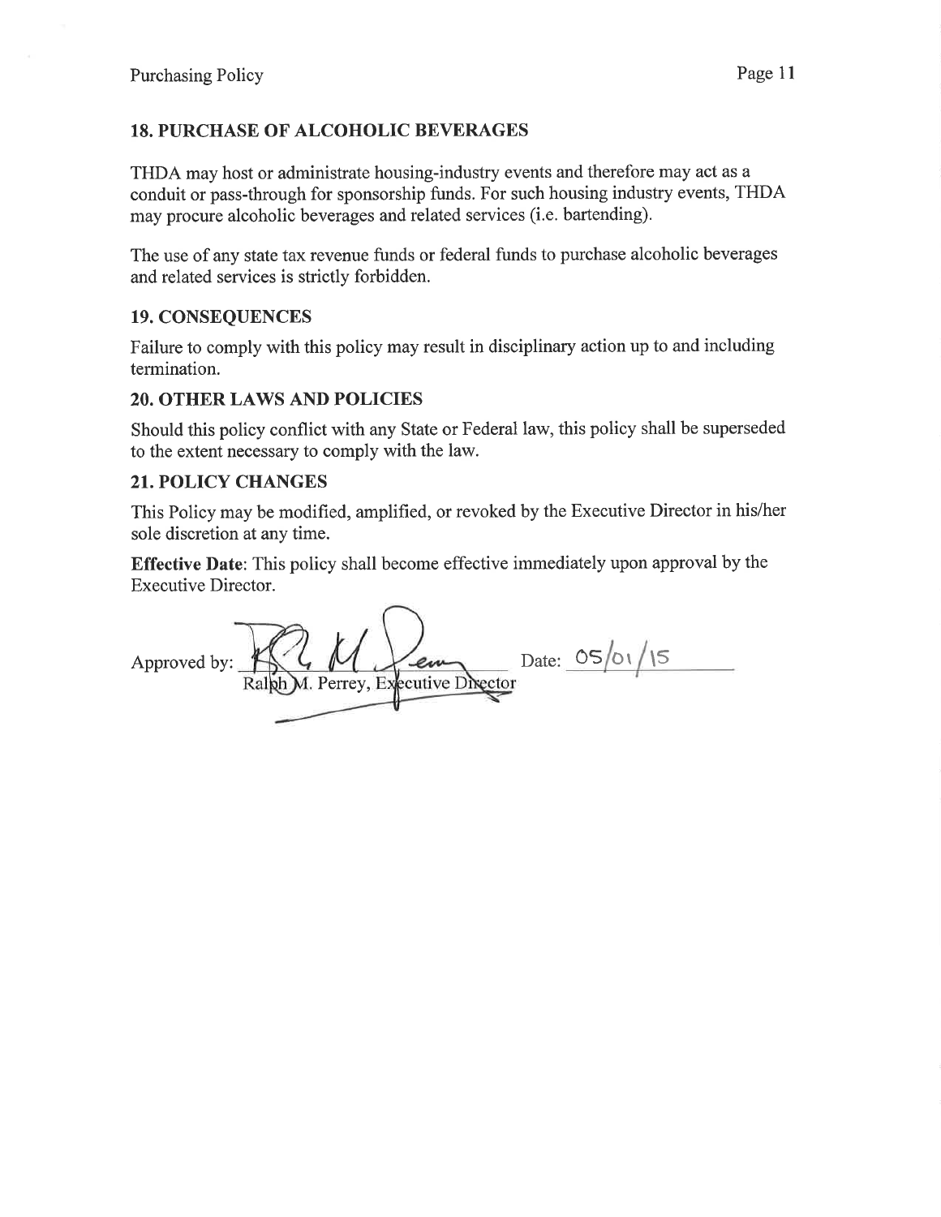## 18. PURCHASE OF ALCOHOLIC BEVERAGES

THDA may host or administrate housing-industry events and therefore may act as a conduit or pass-through for sponsorship funds. For such housing industry events, THDA may procure alcoholic beverages and related services (i.e. bartending).

The use of any state tax revenue funds or federal funds to purchase alcoholic beverages and related services is strictly forbidden.

## 19. CONSEQUENCES

Failure to comply with this policy may result in disciplinary action up to and including termination.

## 20. OTHER LAWS AND POLICIES

Should this policy conflict with any State or Federal law, this policy shall be superseded to the extent necessary to comply with the law.

## 21. POLICY CHANGES

This Policy may be modified, amplified, or revoked by the Executive Director in his/her sole discretion at any time.

**Effective Date**: This policy shall become effective immediately upon approval by the Executive Director.

Approved by: ______________________ Date: 05/01/15

Ralph M. Perrey, Executive Director